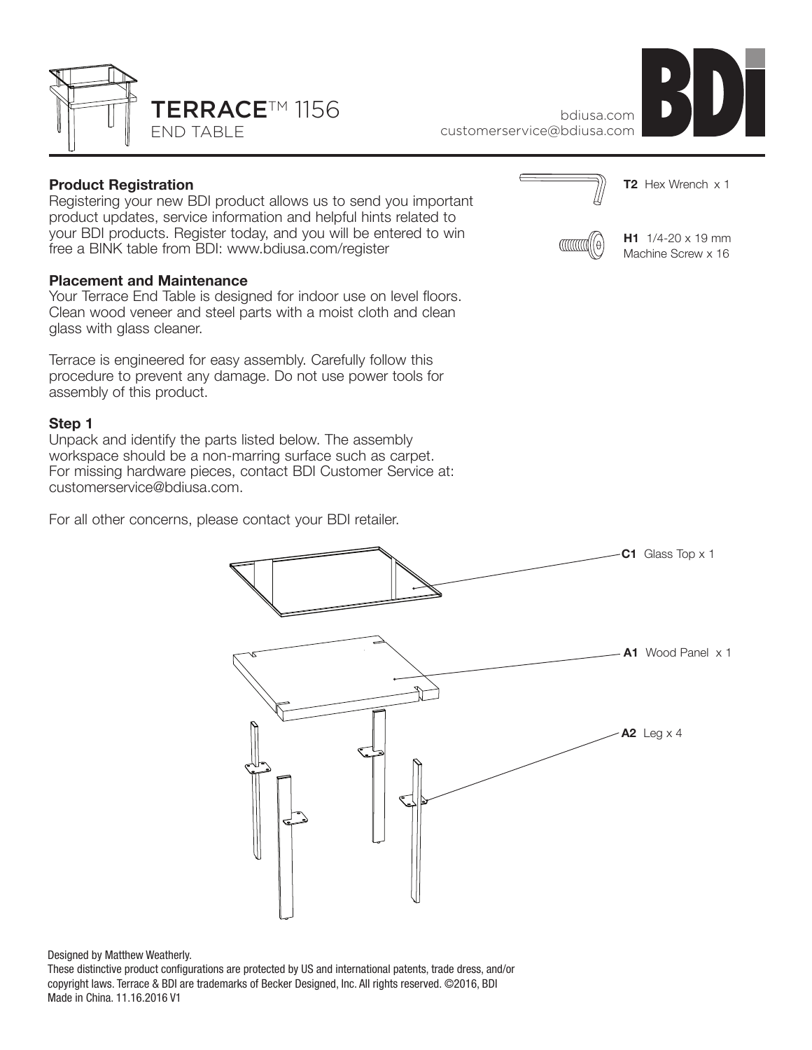# TERRACE™ 1156

END TABLE

bdiusa.com
customerservice@bdiusa.com

**T2** Hex Wrench x 1

**H1** 1/4-20 x 19 mm Machine Screw x 16

## Product Registration

Registering your new BDI product allows us to send you important product updates, service information and helpful hints related to your BDI products. Register today, and you will be entered to win free a BINK table from BDI: www.bdiusa.com/register

## Placement and Maintenance

Your Terrace End Table is designed for indoor use on level floors. Clean wood veneer and steel parts with a moist cloth and clean glass with glass cleaner.

Terrace is engineered for easy assembly. Carefully follow this procedure to prevent any damage. Do not use power tools for assembly of this product.

## Step 1

Unpack and identify the parts listed below. The assembly workspace should be a non-marring surface such as carpet. For missing hardware pieces, contact BDI Customer Service at: customerservice@bdiusa.com.

For all other concerns, please contact your BDI retailer.

**C1** Glass Top x 1

**A1** Wood Panel x 1

**A2** Leg x 4

Designed by Matthew Weatherly.
These distinctive product configurations are protected by US and international patents, trade dress, and/or copyright laws. Terrace & BDI are trademarks of Becker Designed, Inc. All rights reserved. ©2016, BDI
Made in China. 11.16.2016 V1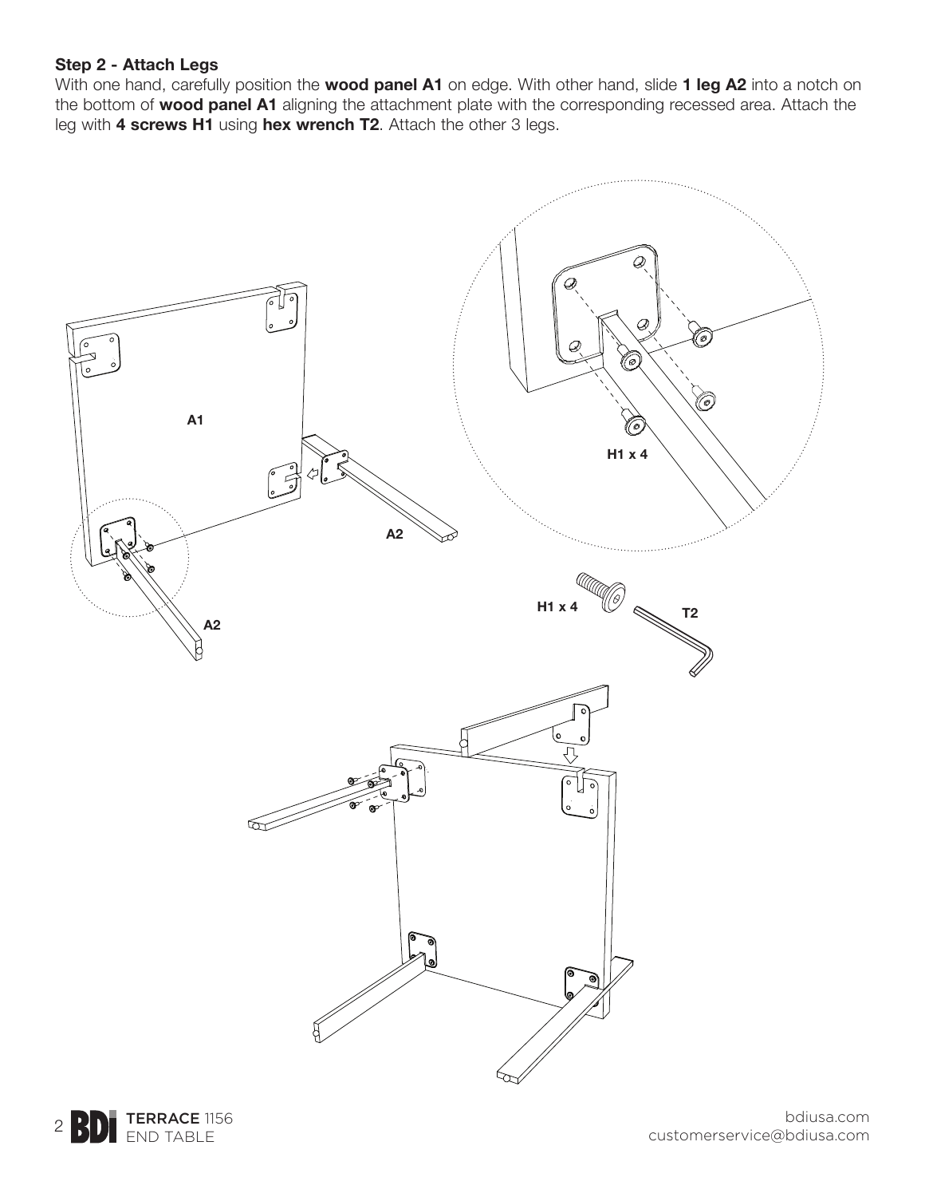**Step 2 - Attach Legs**

With one hand, carefully position the **wood panel A1** on edge. With other hand, slide **1 leg A2** into a notch on the bottom of **wood panel A1** aligning the attachment plate with the corresponding recessed area. Attach the leg with **4 screws H1** using **hex wrench T2**. Attach the other 3 legs.

A1

A2

A2

H1 x 4

H1 x 4

T2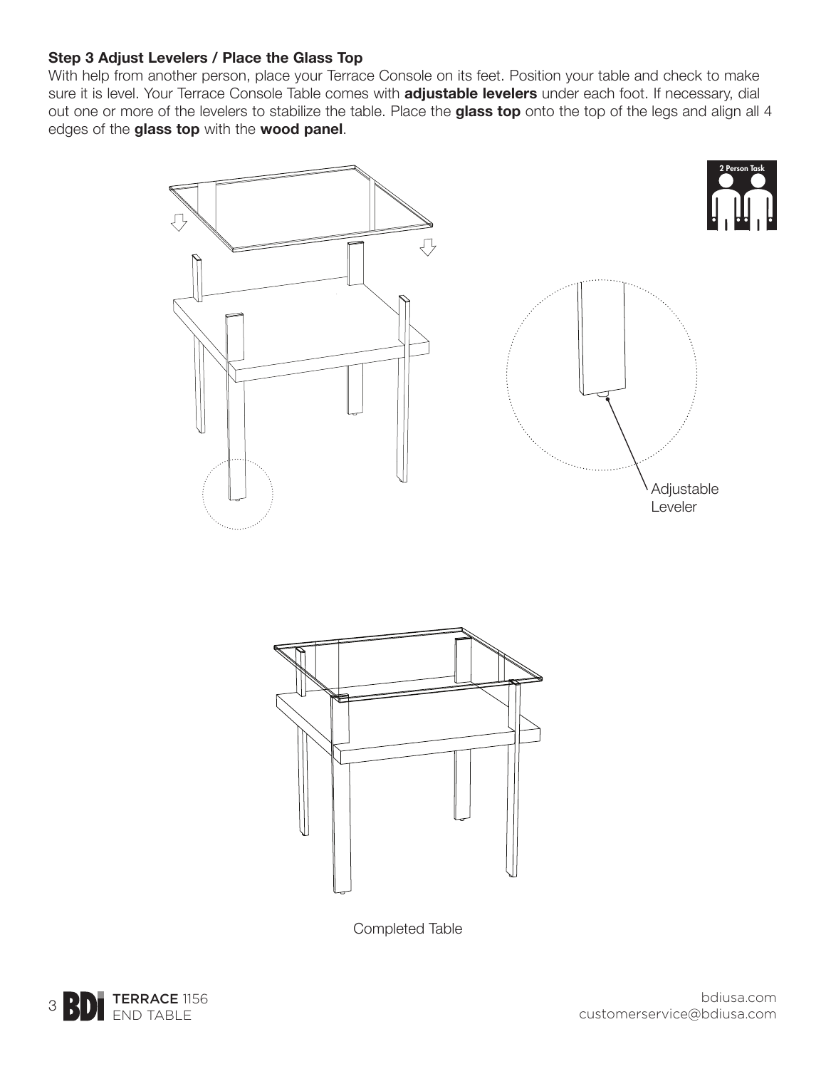### Step 3 Adjust Levelers / Place the Glass Top

With help from another person, place your Terrace Console on its feet. Position your table and check to make sure it is level. Your Terrace Console Table comes with **adjustable levelers** under each foot. If necessary, dial out one or more of the levelers to stabilize the table. Place the **glass top** onto the top of the legs and align all 4 edges of the **glass top** with the **wood panel**.

2 Person Task

Adjustable Leveler

Completed Table